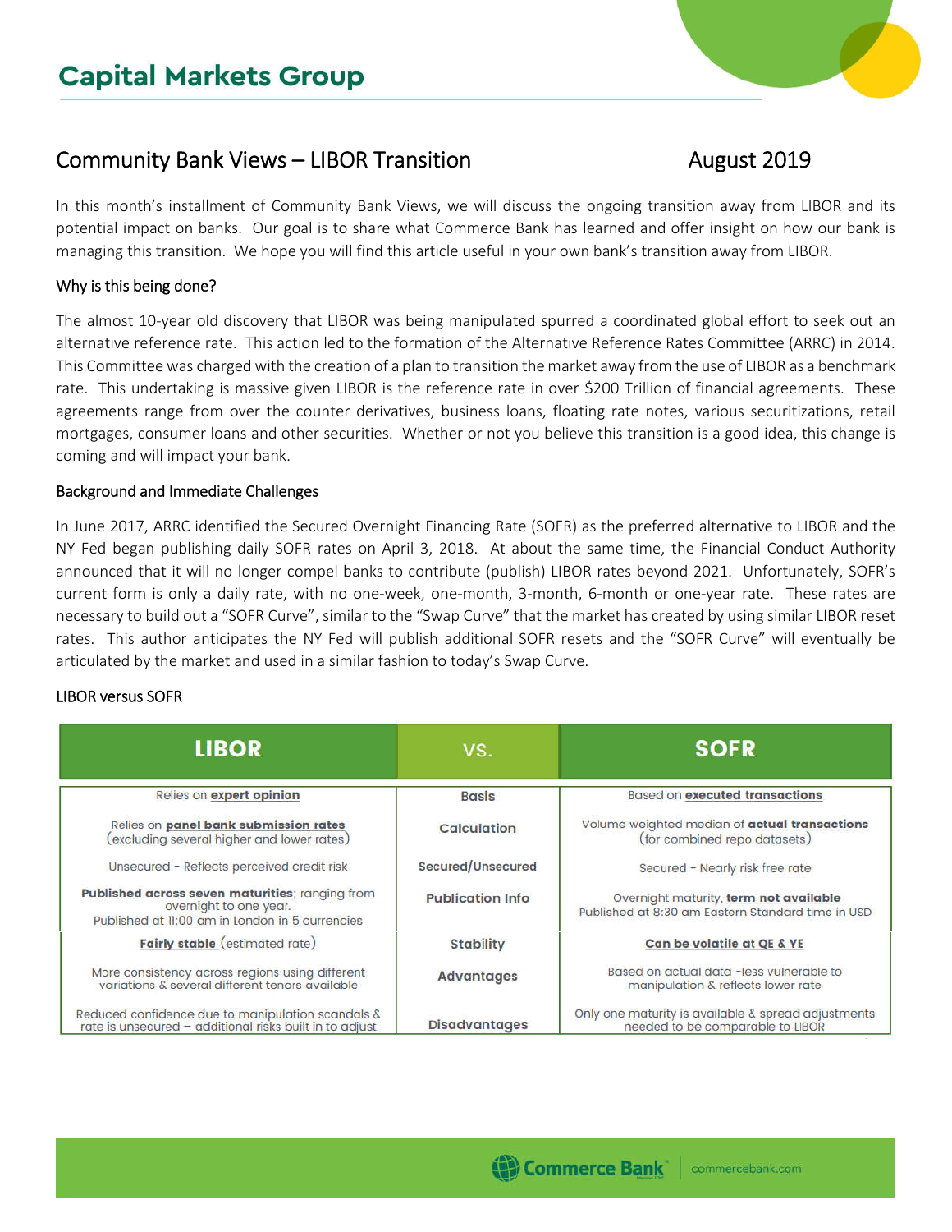# Capital Markets Group

## Community Bank Views – LIBOR Transition

August 2019

In this month's installment of Community Bank Views, we will discuss the ongoing transition away from LIBOR and its potential impact on banks. Our goal is to share what Commerce Bank has learned and offer insight on how our bank is managing this transition. We hope you will find this article useful in your own bank's transition away from LIBOR.

### Why is this being done?

The almost 10-year old discovery that LIBOR was being manipulated spurred a coordinated global effort to seek out an alternative reference rate. This action led to the formation of the Alternative Reference Rates Committee (ARRC) in 2014. This Committee was charged with the creation of a plan to transition the market away from the use of LIBOR as a benchmark rate. This undertaking is massive given LIBOR is the reference rate in over $200 Trillion of financial agreements. These agreements range from over the counter derivatives, business loans, floating rate notes, various securitizations, retail mortgages, consumer loans and other securities. Whether or not you believe this transition is a good idea, this change is coming and will impact your bank.

### Background and Immediate Challenges

In June 2017, ARRC identified the Secured Overnight Financing Rate (SOFR) as the preferred alternative to LIBOR and the NY Fed began publishing daily SOFR rates on April 3, 2018. At about the same time, the Financial Conduct Authority announced that it will no longer compel banks to contribute (publish) LIBOR rates beyond 2021. Unfortunately, SOFR's current form is only a daily rate, with no one-week, one-month, 3-month, 6-month or one-year rate. These rates are necessary to build out a "SOFR Curve", similar to the "Swap Curve" that the market has created by using similar LIBOR reset rates. This author anticipates the NY Fed will publish additional SOFR resets and the "SOFR Curve" will eventually be articulated by the market and used in a similar fashion to today's Swap Curve.

### LIBOR versus SOFR

| LIBOR | VS. | SOFR |
|---|---|---|
| Relies on **expert opinion** | Basis | Based on **executed transactions** |
| Relies on **panel bank submission rates** (excluding several higher and lower rates) | Calculation | Volume weighted median of **actual transactions** (for combined repo datasets) |
| Unsecured - Reflects perceived credit risk | Secured/Unsecured | Secured - Nearly risk free rate |
| **Published across seven maturities**; ranging from overnight to one year. Published at 11:00 am in London in 5 currencies | Publication Info | Overnight maturity, **term not available** Published at 8:30 am Eastern Standard time in USD |
| **Fairly stable** (estimated rate) | Stability | **Can be volatile at QE & YE** |
| More consistency across regions using different variations & several different tenors available | Advantages | Based on actual data -less vulnerable to manipulation & reflects lower rate |
| Reduced confidence due to manipulation scandals & rate is unsecured – additional risks built in to adjust | Disadvantages | Only one maturity is available & spread adjustments needed to be comparable to LIBOR |

Commerce Bank | commercebank.com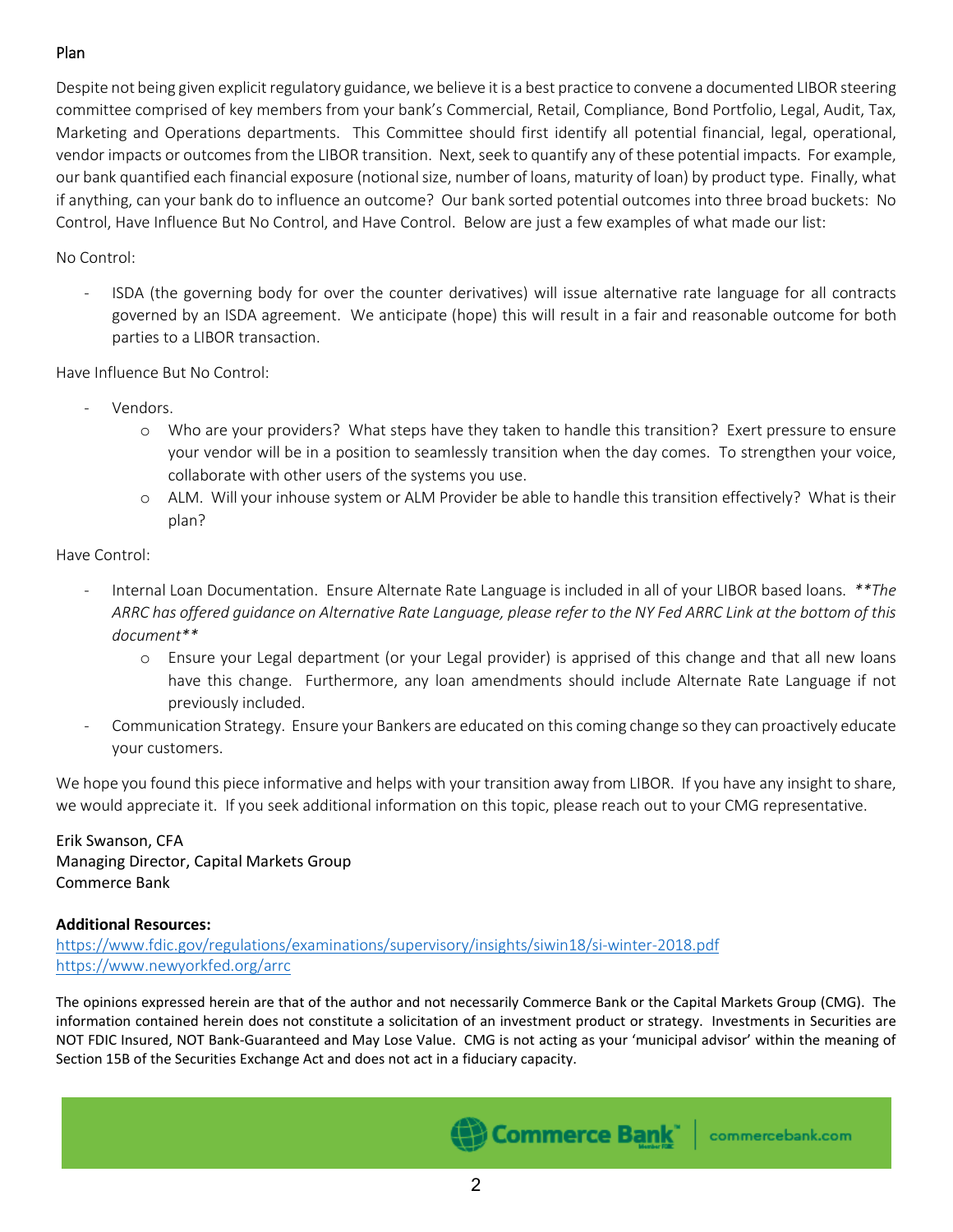Plan

Despite not being given explicit regulatory guidance, we believe it is a best practice to convene a documented LIBOR steering committee comprised of key members from your bank's Commercial, Retail, Compliance, Bond Portfolio, Legal, Audit, Tax, Marketing and Operations departments. This Committee should first identify all potential financial, legal, operational, vendor impacts or outcomes from the LIBOR transition. Next, seek to quantify any of these potential impacts. For example, our bank quantified each financial exposure (notional size, number of loans, maturity of loan) by product type. Finally, what if anything, can your bank do to influence an outcome? Our bank sorted potential outcomes into three broad buckets: No Control, Have Influence But No Control, and Have Control. Below are just a few examples of what made our list:

No Control:

- ISDA (the governing body for over the counter derivatives) will issue alternative rate language for all contracts governed by an ISDA agreement. We anticipate (hope) this will result in a fair and reasonable outcome for both parties to a LIBOR transaction.

Have Influence But No Control:

- Vendors.
  - Who are your providers? What steps have they taken to handle this transition? Exert pressure to ensure your vendor will be in a position to seamlessly transition when the day comes. To strengthen your voice, collaborate with other users of the systems you use.
  - ALM. Will your inhouse system or ALM Provider be able to handle this transition effectively? What is their plan?

Have Control:

- Internal Loan Documentation. Ensure Alternate Rate Language is included in all of your LIBOR based loans. ***The ARRC has offered guidance on Alternative Rate Language, please refer to the NY Fed ARRC Link at the bottom of this document***
  - Ensure your Legal department (or your Legal provider) is apprised of this change and that all new loans have this change. Furthermore, any loan amendments should include Alternate Rate Language if not previously included.
- Communication Strategy. Ensure your Bankers are educated on this coming change so they can proactively educate your customers.

We hope you found this piece informative and helps with your transition away from LIBOR. If you have any insight to share, we would appreciate it. If you seek additional information on this topic, please reach out to your CMG representative.

Erik Swanson, CFA
Managing Director, Capital Markets Group
Commerce Bank

**Additional Resources:**
https://www.fdic.gov/regulations/examinations/supervisory/insights/siwin18/si-winter-2018.pdf
https://www.newyorkfed.org/arrc

The opinions expressed herein are that of the author and not necessarily Commerce Bank or the Capital Markets Group (CMG). The information contained herein does not constitute a solicitation of an investment product or strategy. Investments in Securities are NOT FDIC Insured, NOT Bank-Guaranteed and May Lose Value. CMG is not acting as your 'municipal advisor' within the meaning of Section 15B of the Securities Exchange Act and does not act in a fiduciary capacity.

Commerce Bank | commercebank.com